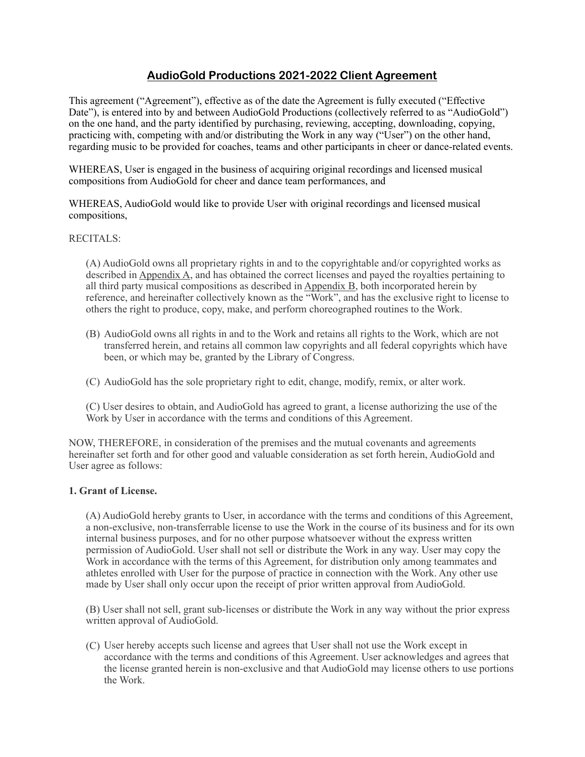# AudioGold Productions 2021-2022 Client Agreement

This agreement ("Agreement"), effective as of the date the Agreement is fully executed ("Effective Date"), is entered into by and between AudioGold Productions (collectively referred to as "AudioGold") on the one hand, and the party identified by purchasing, reviewing, accepting, downloading, copying, practicing with, competing with and/or distributing the Work in any way ("User") on the other hand, regarding music to be provided for coaches, teams and other participants in cheer or dance-related events.

WHEREAS, User is engaged in the business of acquiring original recordings and licensed musical compositions from AudioGold for cheer and dance team performances, and

WHEREAS, AudioGold would like to provide User with original recordings and licensed musical compositions,

RECITALS:

(A) AudioGold owns all proprietary rights in and to the copyrightable and/or copyrighted works as described in Appendix A, and has obtained the correct licenses and payed the royalties pertaining to all third party musical compositions as described in Appendix B, both incorporated herein by reference, and hereinafter collectively known as the "Work", and has the exclusive right to license to others the right to produce, copy, make, and perform choreographed routines to the Work.

(B) AudioGold owns all rights in and to the Work and retains all rights to the Work, which are not transferred herein, and retains all common law copyrights and all federal copyrights which have been, or which may be, granted by the Library of Congress.

(C) AudioGold has the sole proprietary right to edit, change, modify, remix, or alter work.

(C) User desires to obtain, and AudioGold has agreed to grant, a license authorizing the use of the Work by User in accordance with the terms and conditions of this Agreement.

NOW, THEREFORE, in consideration of the premises and the mutual covenants and agreements hereinafter set forth and for other good and valuable consideration as set forth herein, AudioGold and User agree as follows:

**1. Grant of License.**

(A) AudioGold hereby grants to User, in accordance with the terms and conditions of this Agreement, a non-exclusive, non-transferrable license to use the Work in the course of its business and for its own internal business purposes, and for no other purpose whatsoever without the express written permission of AudioGold. User shall not sell or distribute the Work in any way. User may copy the Work in accordance with the terms of this Agreement, for distribution only among teammates and athletes enrolled with User for the purpose of practice in connection with the Work. Any other use made by User shall only occur upon the receipt of prior written approval from AudioGold.

(B) User shall not sell, grant sub-licenses or distribute the Work in any way without the prior express written approval of AudioGold.

(C) User hereby accepts such license and agrees that User shall not use the Work except in accordance with the terms and conditions of this Agreement. User acknowledges and agrees that the license granted herein is non-exclusive and that AudioGold may license others to use portions the Work.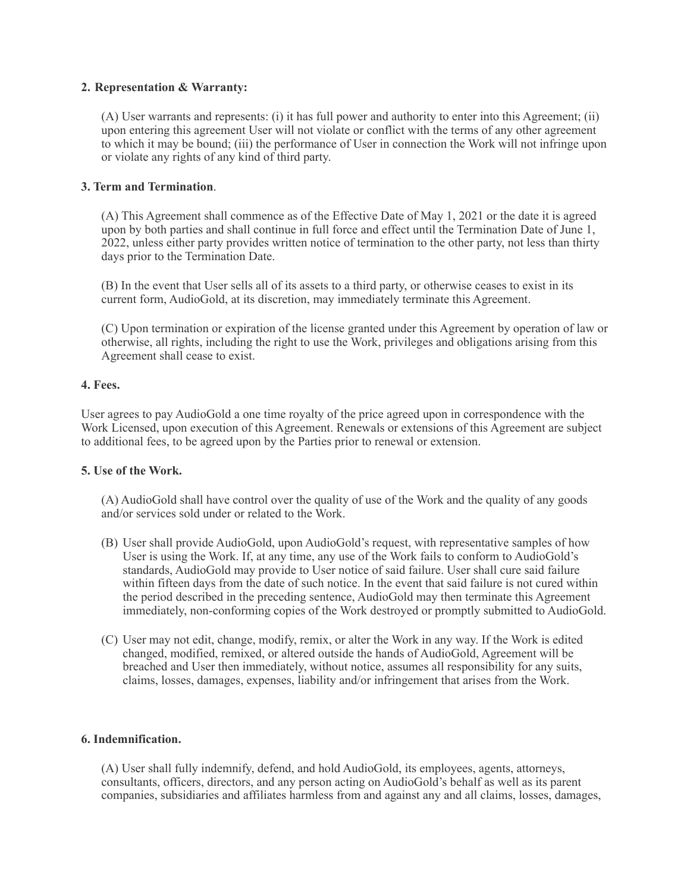**2. Representation & Warranty:**

(A) User warrants and represents: (i) it has full power and authority to enter into this Agreement; (ii) upon entering this agreement User will not violate or conflict with the terms of any other agreement to which it may be bound; (iii) the performance of User in connection the Work will not infringe upon or violate any rights of any kind of third party.

**3. Term and Termination**.

(A) This Agreement shall commence as of the Effective Date of May 1, 2021 or the date it is agreed upon by both parties and shall continue in full force and effect until the Termination Date of June 1, 2022, unless either party provides written notice of termination to the other party, not less than thirty days prior to the Termination Date.

(B) In the event that User sells all of its assets to a third party, or otherwise ceases to exist in its current form, AudioGold, at its discretion, may immediately terminate this Agreement.

(C) Upon termination or expiration of the license granted under this Agreement by operation of law or otherwise, all rights, including the right to use the Work, privileges and obligations arising from this Agreement shall cease to exist.

**4. Fees.**

User agrees to pay AudioGold a one time royalty of the price agreed upon in correspondence with the Work Licensed, upon execution of this Agreement. Renewals or extensions of this Agreement are subject to additional fees, to be agreed upon by the Parties prior to renewal or extension.

**5. Use of the Work.**

(A) AudioGold shall have control over the quality of use of the Work and the quality of any goods and/or services sold under or related to the Work.

(B) User shall provide AudioGold, upon AudioGold's request, with representative samples of how User is using the Work. If, at any time, any use of the Work fails to conform to AudioGold's standards, AudioGold may provide to User notice of said failure. User shall cure said failure within fifteen days from the date of such notice. In the event that said failure is not cured within the period described in the preceding sentence, AudioGold may then terminate this Agreement immediately, non-conforming copies of the Work destroyed or promptly submitted to AudioGold.

(C) User may not edit, change, modify, remix, or alter the Work in any way. If the Work is edited changed, modified, remixed, or altered outside the hands of AudioGold, Agreement will be breached and User then immediately, without notice, assumes all responsibility for any suits, claims, losses, damages, expenses, liability and/or infringement that arises from the Work.

**6. Indemnification.**

(A) User shall fully indemnify, defend, and hold AudioGold, its employees, agents, attorneys, consultants, officers, directors, and any person acting on AudioGold's behalf as well as its parent companies, subsidiaries and affiliates harmless from and against any and all claims, losses, damages,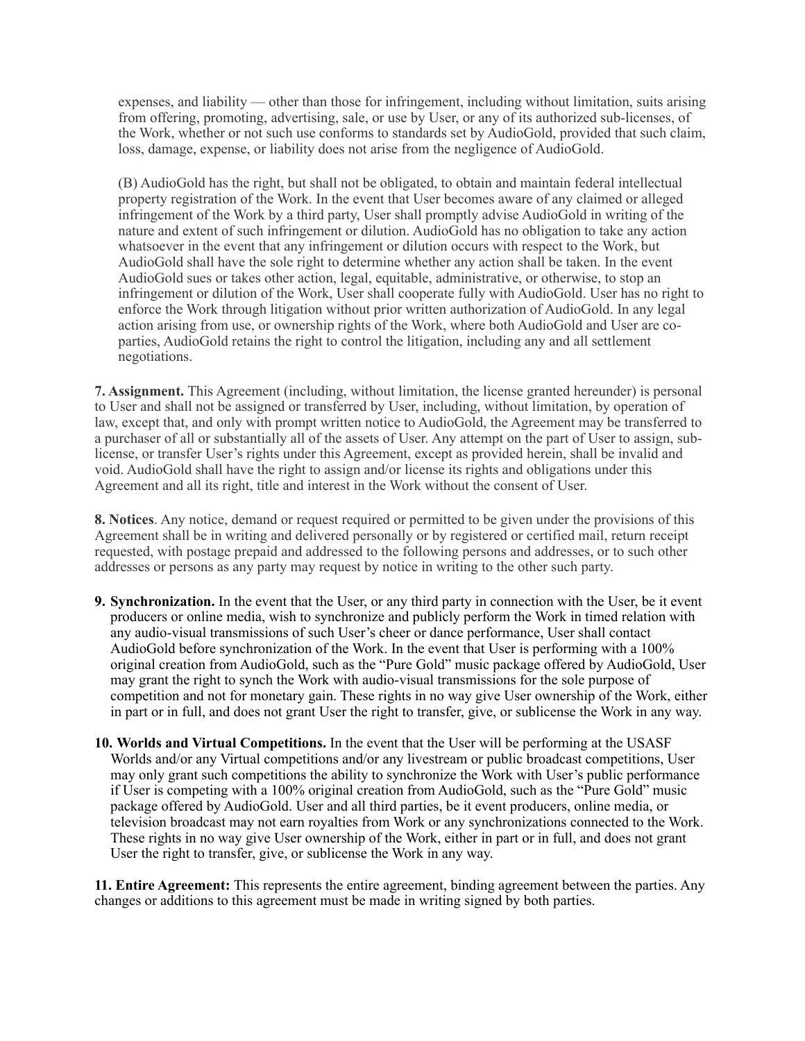expenses, and liability — other than those for infringement, including without limitation, suits arising from offering, promoting, advertising, sale, or use by User, or any of its authorized sub-licenses, of the Work, whether or not such use conforms to standards set by AudioGold, provided that such claim, loss, damage, expense, or liability does not arise from the negligence of AudioGold.

(B) AudioGold has the right, but shall not be obligated, to obtain and maintain federal intellectual property registration of the Work. In the event that User becomes aware of any claimed or alleged infringement of the Work by a third party, User shall promptly advise AudioGold in writing of the nature and extent of such infringement or dilution. AudioGold has no obligation to take any action whatsoever in the event that any infringement or dilution occurs with respect to the Work, but AudioGold shall have the sole right to determine whether any action shall be taken. In the event AudioGold sues or takes other action, legal, equitable, administrative, or otherwise, to stop an infringement or dilution of the Work, User shall cooperate fully with AudioGold. User has no right to enforce the Work through litigation without prior written authorization of AudioGold. In any legal action arising from use, or ownership rights of the Work, where both AudioGold and User are co-parties, AudioGold retains the right to control the litigation, including any and all settlement negotiations.

**7. Assignment.** This Agreement (including, without limitation, the license granted hereunder) is personal to User and shall not be assigned or transferred by User, including, without limitation, by operation of law, except that, and only with prompt written notice to AudioGold, the Agreement may be transferred to a purchaser of all or substantially all of the assets of User. Any attempt on the part of User to assign, sub-license, or transfer User's rights under this Agreement, except as provided herein, shall be invalid and void. AudioGold shall have the right to assign and/or license its rights and obligations under this Agreement and all its right, title and interest in the Work without the consent of User.

**8. Notices**. Any notice, demand or request required or permitted to be given under the provisions of this Agreement shall be in writing and delivered personally or by registered or certified mail, return receipt requested, with postage prepaid and addressed to the following persons and addresses, or to such other addresses or persons as any party may request by notice in writing to the other such party.

9. **Synchronization.** In the event that the User, or any third party in connection with the User, be it event producers or online media, wish to synchronize and publicly perform the Work in timed relation with any audio-visual transmissions of such User's cheer or dance performance, User shall contact AudioGold before synchronization of the Work. In the event that User is performing with a 100% original creation from AudioGold, such as the "Pure Gold" music package offered by AudioGold, User may grant the right to synch the Work with audio-visual transmissions for the sole purpose of competition and not for monetary gain. These rights in no way give User ownership of the Work, either in part or in full, and does not grant User the right to transfer, give, or sublicense the Work in any way.

10. **Worlds and Virtual Competitions.** In the event that the User will be performing at the USASF Worlds and/or any Virtual competitions and/or any livestream or public broadcast competitions, User may only grant such competitions the ability to synchronize the Work with User's public performance if User is competing with a 100% original creation from AudioGold, such as the "Pure Gold" music package offered by AudioGold. User and all third parties, be it event producers, online media, or television broadcast may not earn royalties from Work or any synchronizations connected to the Work. These rights in no way give User ownership of the Work, either in part or in full, and does not grant User the right to transfer, give, or sublicense the Work in any way.

**11. Entire Agreement:** This represents the entire agreement, binding agreement between the parties. Any changes or additions to this agreement must be made in writing signed by both parties.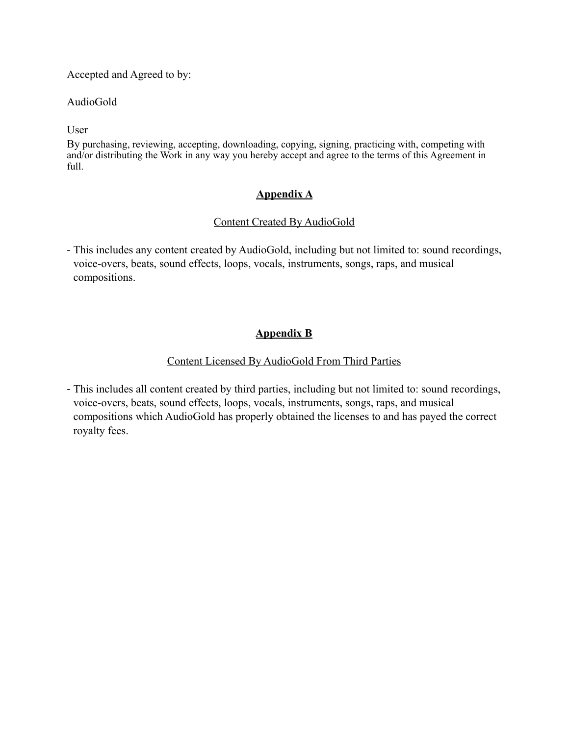Accepted and Agreed to by:

AudioGold

User

By purchasing, reviewing, accepting, downloading, copying, signing, practicing with, competing with and/or distributing the Work in any way you hereby accept and agree to the terms of this Agreement in full.

## **Appendix A**

Content Created By AudioGold

- This includes any content created by AudioGold, including but not limited to: sound recordings, voice-overs, beats, sound effects, loops, vocals, instruments, songs, raps, and musical compositions.

## **Appendix B**

Content Licensed By AudioGold From Third Parties

- This includes all content created by third parties, including but not limited to: sound recordings, voice-overs, beats, sound effects, loops, vocals, instruments, songs, raps, and musical compositions which AudioGold has properly obtained the licenses to and has payed the correct royalty fees.